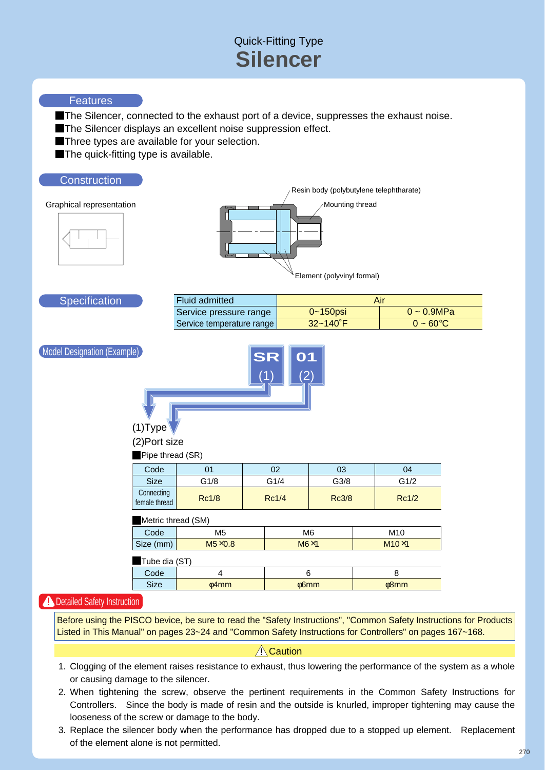Quick-Fitting Type

# Silencer

## Features

- The Silencer, connected to the exhaust port of a device, suppresses the exhaust noise.
- The Silencer displays an excellent noise suppression effect.
- Three types are available for your selection.
- The quick-fitting type is available.

## Construction

Graphical representation

Resin body (polybutylene telephtharate)

Mounting thread

Element (polyvinyl formal)

## Specification

| Fluid admitted | Air | |
|---|---|---|
| Service pressure range | 0~150psi | 0 ~ 0.9MPa |
| Service temperature range | 32~140˚F | 0 ~ 60℃ |

## Model Designation (Example)

SR (1) 01 (2)

(1)Type

(2)Port size

■Pipe thread (SR)

| Code | 01 | 02 | 03 | 04 |
|---|---|---|---|---|
| Size | G1/8 | G1/4 | G3/8 | G1/2 |
| Connecting female thread | Rc1/8 | Rc1/4 | Rc3/8 | Rc1/2 |

■Metric thread (SM)

| Code | M5 | M6 | M10 |
|---|---|---|---|
| Size (mm) | M5×0.8 | M6×1 | M10×1 |

■Tube dia (ST)

| Code | 4 | 6 | 8 |
|---|---|---|---|
| Size | φ4mm | φ6mm | φ8mm |

## Detailed Safety Instruction

Before using the PISCO bevice, be sure to read the "Safety Instructions", "Common Safety Instructions for Products Listed in This Manual" on pages 23~24 and "Common Safety Instructions for Controllers" on pages 167~168.

### Caution

1. Clogging of the element raises resistance to exhaust, thus lowering the performance of the system as a whole or causing damage to the silencer.
2. When tightening the screw, observe the pertinent requirements in the Common Safety Instructions for Controllers. Since the body is made of resin and the outside is knurled, improper tightening may cause the looseness of the screw or damage to the body.
3. Replace the silencer body when the performance has dropped due to a stopped up element. Replacement of the element alone is not permitted.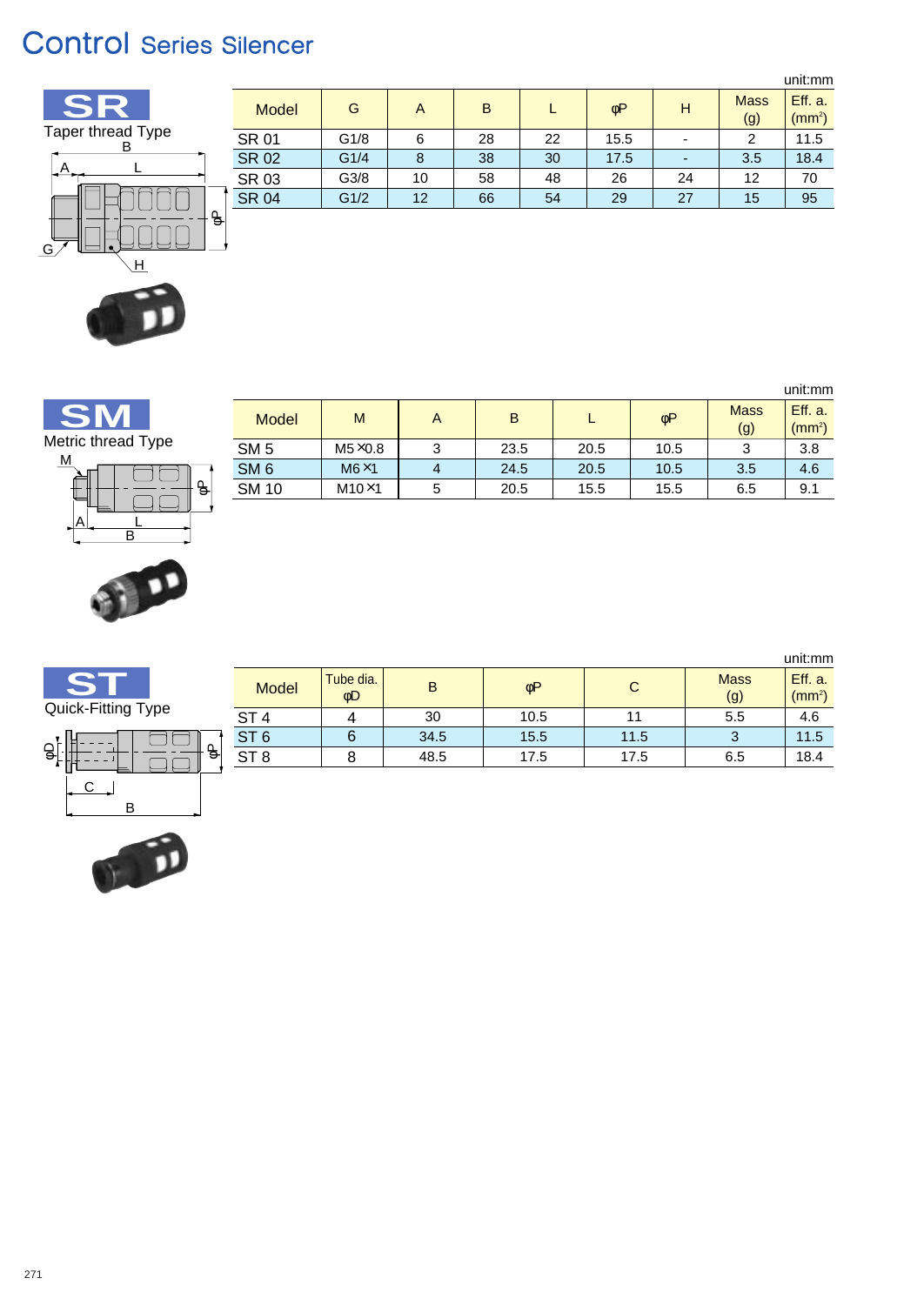# Control Series Silencer

## SR

Taper thread Type

unit:mm

| Model | G | A | B | L | φP | H | Mass (g) | Eff. a. ($mm^2$) |
|---|---|---|---|---|---|---|---|---|
| SR 01 | G1/8 | 6 | 28 | 22 | 15.5 | - | 2 | 11.5 |
| SR 02 | G1/4 | 8 | 38 | 30 | 17.5 | - | 3.5 | 18.4 |
| SR 03 | G3/8 | 10 | 58 | 48 | 26 | 24 | 12 | 70 |
| SR 04 | G1/2 | 12 | 66 | 54 | 29 | 27 | 15 | 95 |

## SM

Metric thread Type

unit:mm

| Model | M | A | B | L | φP | Mass (g) | Eff. a. ($mm^2$) |
|---|---|---|---|---|---|---|---|
| SM 5 | M5×0.8 | 3 | 23.5 | 20.5 | 10.5 | 3 | 3.8 |
| SM 6 | M6×1 | 4 | 24.5 | 20.5 | 10.5 | 3.5 | 4.6 |
| SM 10 | M10×1 | 5 | 20.5 | 15.5 | 15.5 | 6.5 | 9.1 |

## ST

Quick-Fitting Type

unit:mm

| Model | Tube dia. φD | B | φP | C | Mass (g) | Eff. a. ($mm^2$) |
|---|---|---|---|---|---|---|
| ST 4 | 4 | 30 | 10.5 | 11 | 5.5 | 4.6 |
| ST 6 | 6 | 34.5 | 15.5 | 11.5 | 3 | 11.5 |
| ST 8 | 8 | 48.5 | 17.5 | 17.5 | 6.5 | 18.4 |